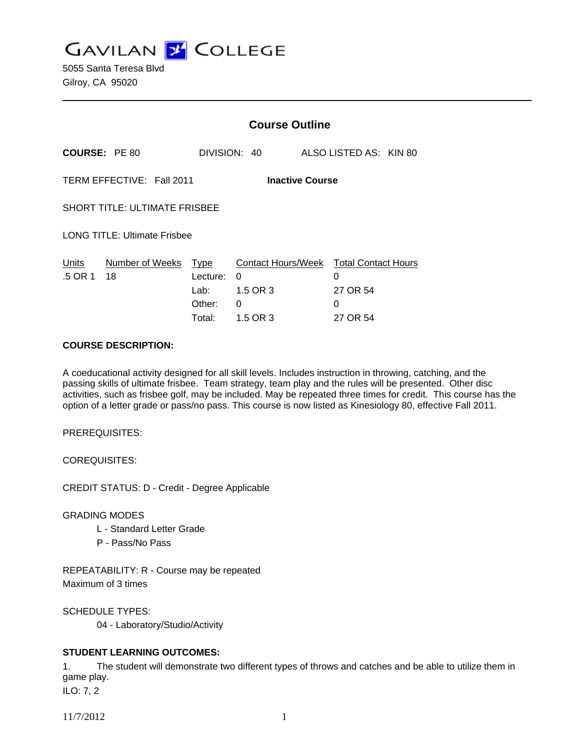# GAVILAN COLLEGE

5055 Santa Teresa Blvd
Gilroy, CA 95020

---

## Course Outline

**COURSE:** PE 80 DIVISION: 40 ALSO LISTED AS: KIN 80

TERM EFFECTIVE: Fall 2011 **Inactive Course**

SHORT TITLE: ULTIMATE FRISBEE

LONG TITLE: Ultimate Frisbee

| Units | Number of Weeks | Type | Contact Hours/Week | Total Contact Hours |
|---|---|---|---|---|
| .5 OR 1 | 18 | Lecture: | 0 | 0 |
| | | Lab: | 1.5 OR 3 | 27 OR 54 |
| | | Other: | 0 | 0 |
| | | Total: | 1.5 OR 3 | 27 OR 54 |

**COURSE DESCRIPTION:**

A coeducational activity designed for all skill levels. Includes instruction in throwing, catching, and the passing skills of ultimate frisbee. Team strategy, team play and the rules will be presented. Other disc activities, such as frisbee golf, may be included. May be repeated three times for credit. This course has the option of a letter grade or pass/no pass. This course is now listed as Kinesiology 80, effective Fall 2011.

PREREQUISITES:

COREQUISITES:

CREDIT STATUS: D - Credit - Degree Applicable

GRADING MODES

- L - Standard Letter Grade
- P - Pass/No Pass

REPEATABILITY: R - Course may be repeated
Maximum of 3 times

SCHEDULE TYPES:

- 04 - Laboratory/Studio/Activity

**STUDENT LEARNING OUTCOMES:**

1. The student will demonstrate two different types of throws and catches and be able to utilize them in game play.
ILO: 7, 2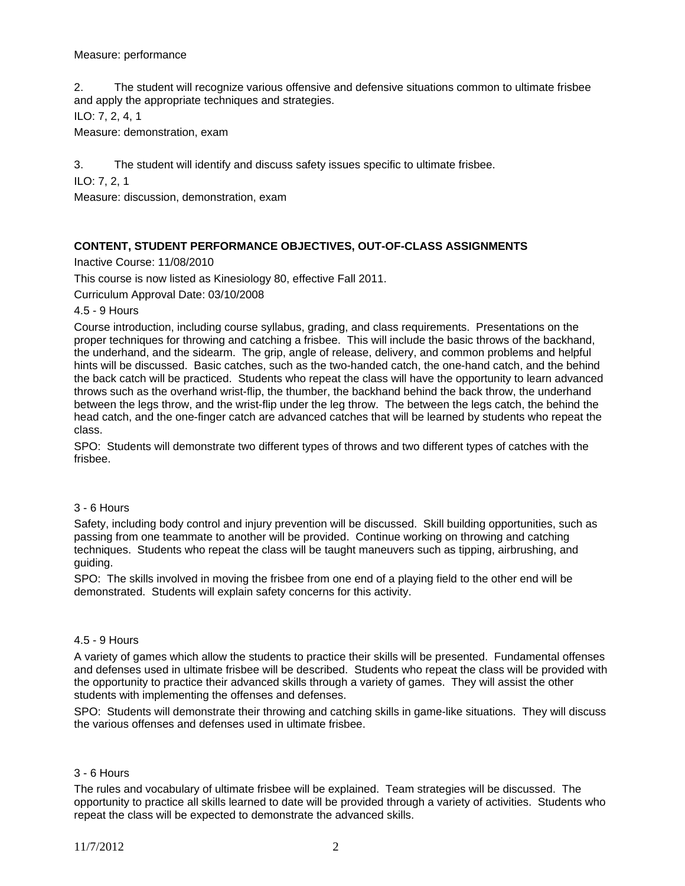Measure: performance

2. The student will recognize various offensive and defensive situations common to ultimate frisbee and apply the appropriate techniques and strategies.

ILO: 7, 2, 4, 1

Measure: demonstration, exam

3. The student will identify and discuss safety issues specific to ultimate frisbee.

ILO: 7, 2, 1

Measure: discussion, demonstration, exam

**CONTENT, STUDENT PERFORMANCE OBJECTIVES, OUT-OF-CLASS ASSIGNMENTS**

Inactive Course: 11/08/2010

This course is now listed as Kinesiology 80, effective Fall 2011.

Curriculum Approval Date: 03/10/2008

4.5 - 9 Hours

Course introduction, including course syllabus, grading, and class requirements. Presentations on the proper techniques for throwing and catching a frisbee. This will include the basic throws of the backhand, the underhand, and the sidearm. The grip, angle of release, delivery, and common problems and helpful hints will be discussed. Basic catches, such as the two-handed catch, the one-hand catch, and the behind the back catch will be practiced. Students who repeat the class will have the opportunity to learn advanced throws such as the overhand wrist-flip, the thumber, the backhand behind the back throw, the underhand between the legs throw, and the wrist-flip under the leg throw. The between the legs catch, the behind the head catch, and the one-finger catch are advanced catches that will be learned by students who repeat the class.

SPO: Students will demonstrate two different types of throws and two different types of catches with the frisbee.

3 - 6 Hours

Safety, including body control and injury prevention will be discussed. Skill building opportunities, such as passing from one teammate to another will be provided. Continue working on throwing and catching techniques. Students who repeat the class will be taught maneuvers such as tipping, airbrushing, and guiding.

SPO: The skills involved in moving the frisbee from one end of a playing field to the other end will be demonstrated. Students will explain safety concerns for this activity.

4.5 - 9 Hours

A variety of games which allow the students to practice their skills will be presented. Fundamental offenses and defenses used in ultimate frisbee will be described. Students who repeat the class will be provided with the opportunity to practice their advanced skills through a variety of games. They will assist the other students with implementing the offenses and defenses.

SPO: Students will demonstrate their throwing and catching skills in game-like situations. They will discuss the various offenses and defenses used in ultimate frisbee.

3 - 6 Hours

The rules and vocabulary of ultimate frisbee will be explained. Team strategies will be discussed. The opportunity to practice all skills learned to date will be provided through a variety of activities. Students who repeat the class will be expected to demonstrate the advanced skills.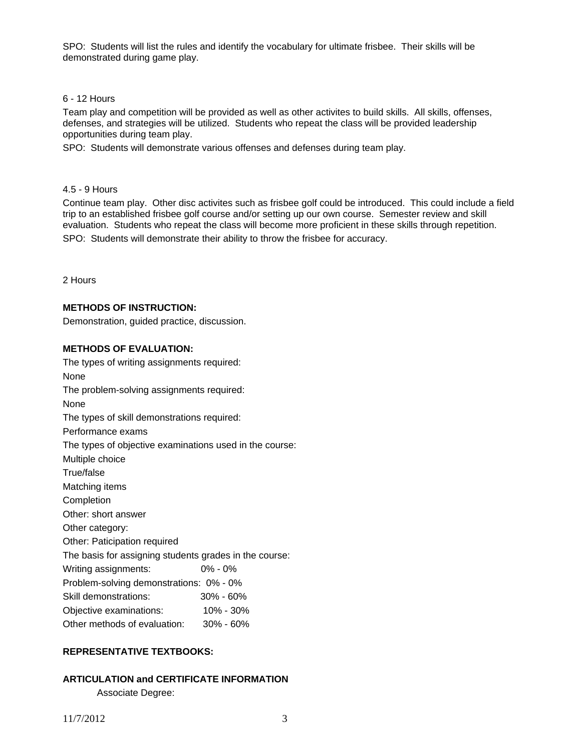SPO: Students will list the rules and identify the vocabulary for ultimate frisbee. Their skills will be demonstrated during game play.

6 - 12 Hours

Team play and competition will be provided as well as other activites to build skills. All skills, offenses, defenses, and strategies will be utilized. Students who repeat the class will be provided leadership opportunities during team play.

SPO: Students will demonstrate various offenses and defenses during team play.

4.5 - 9 Hours

Continue team play. Other disc activites such as frisbee golf could be introduced. This could include a field trip to an established frisbee golf course and/or setting up our own course. Semester review and skill evaluation. Students who repeat the class will become more proficient in these skills through repetition.

SPO: Students will demonstrate their ability to throw the frisbee for accuracy.

2 Hours

**METHODS OF INSTRUCTION:**

Demonstration, guided practice, discussion.

**METHODS OF EVALUATION:**

The types of writing assignments required:

None

The problem-solving assignments required:

None

The types of skill demonstrations required:

Performance exams

The types of objective examinations used in the course:

Multiple choice

True/false

Matching items

Completion

Other: short answer

Other category:

Other: Paticipation required

The basis for assigning students grades in the course:

| | |
|---|---|
| Writing assignments: | 0% - 0% |
| Problem-solving demonstrations: | 0% - 0% |
| Skill demonstrations: | 30% - 60% |
| Objective examinations: | 10% - 30% |
| Other methods of evaluation: | 30% - 60% |

**REPRESENTATIVE TEXTBOOKS:**

**ARTICULATION and CERTIFICATE INFORMATION**

Associate Degree: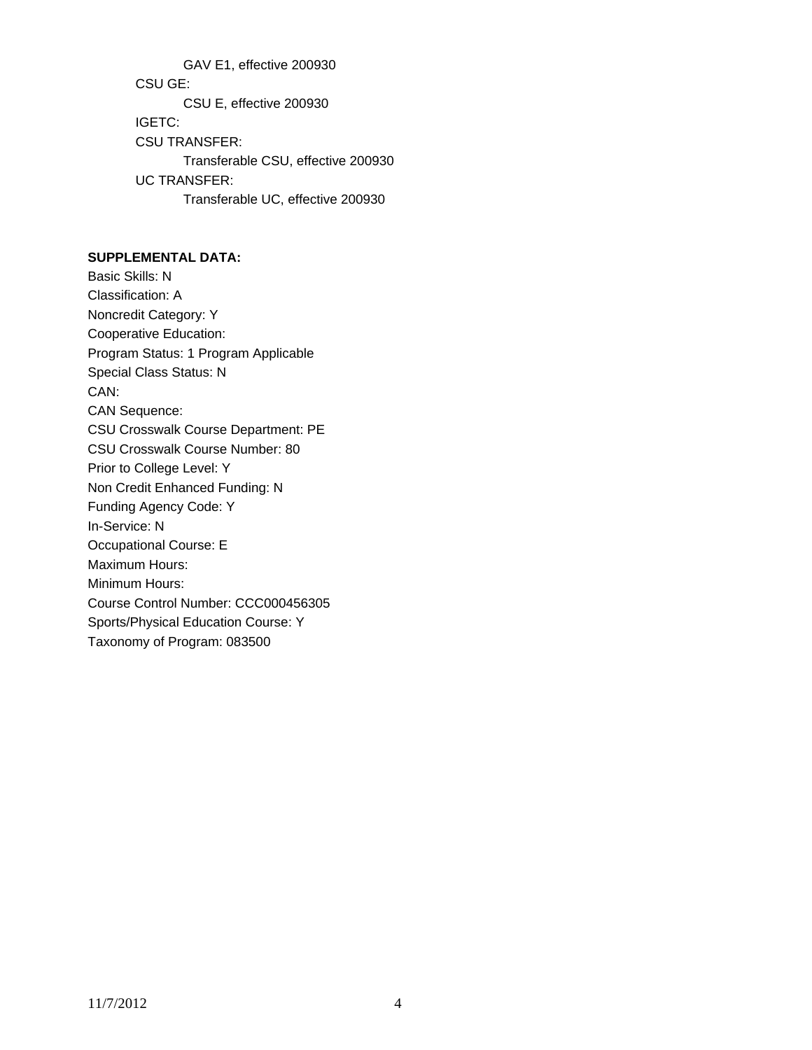GAV E1, effective 200930

CSU GE:

CSU E, effective 200930

IGETC:

CSU TRANSFER:

Transferable CSU, effective 200930

UC TRANSFER:

Transferable UC, effective 200930

**SUPPLEMENTAL DATA:**

Basic Skills: N
Classification: A
Noncredit Category: Y
Cooperative Education:
Program Status: 1 Program Applicable
Special Class Status: N
CAN:
CAN Sequence:
CSU Crosswalk Course Department: PE
CSU Crosswalk Course Number: 80
Prior to College Level: Y
Non Credit Enhanced Funding: N
Funding Agency Code: Y
In-Service: N
Occupational Course: E
Maximum Hours:
Minimum Hours:
Course Control Number: CCC000456305
Sports/Physical Education Course: Y
Taxonomy of Program: 083500